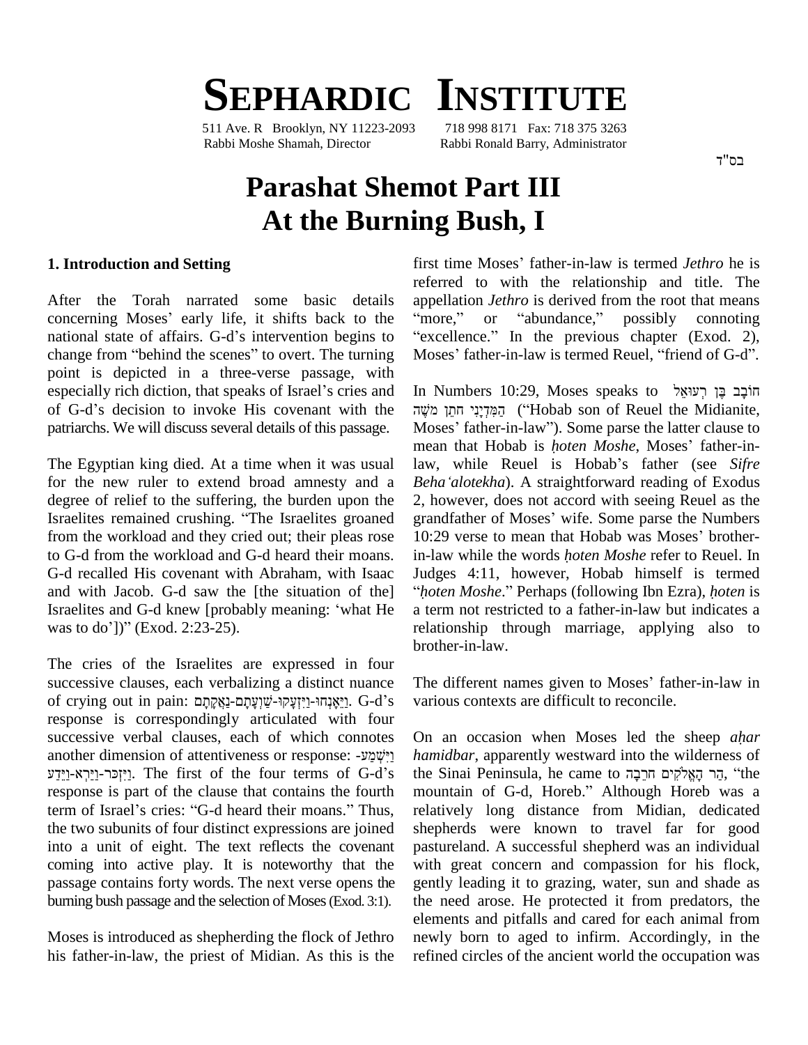# SEPHARDIC INSTITUTE

511 Ave. R Brooklyn, NY 11223-2093 718 998 8171 Fax: 718 375 3263
Rabbi Moshe Shamah, Director Rabbi Ronald Barry, Administrator

בס"ד

# Parashat Shemot Part III
# At the Burning Bush, I

### 1. Introduction and Setting

After the Torah narrated some basic details concerning Moses' early life, it shifts back to the national state of affairs. G-d's intervention begins to change from "behind the scenes" to overt. The turning point is depicted in a three-verse passage, with especially rich diction, that speaks of Israel's cries and of G-d's decision to invoke His covenant with the patriarchs. We will discuss several details of this passage.

The Egyptian king died. At a time when it was usual for the new ruler to extend broad amnesty and a degree of relief to the suffering, the burden upon the Israelites remained crushing. "The Israelites groaned from the workload and they cried out; their pleas rose to G-d from the workload and G-d heard their moans. G-d recalled His covenant with Abraham, with Isaac and with Jacob. G-d saw the [the situation of the] Israelites and G-d knew [probably meaning: 'what He was to do'])" (Exod. 2:23-25).

The cries of the Israelites are expressed in four successive clauses, each verbalizing a distinct nuance of crying out in pain: וַיֵּאָנְחוּ-וַיִּזְעָקוּ-שַׁוְעָתָם-נַאֲקָתָם. G-d's response is correspondingly articulated with four successive verbal clauses, each of which connotes another dimension of attentiveness or response: וַיִּשְׁמַע-וַיִּזְכֹּר-וַיַּרְא-וַיֵּדַע. The first of the four terms of G-d's response is part of the clause that contains the fourth term of Israel's cries: "G-d heard their moans." Thus, the two subunits of four distinct expressions are joined into a unit of eight. The text reflects the covenant coming into active play. It is noteworthy that the passage contains forty words. The next verse opens the burning bush passage and the selection of Moses (Exod. 3:1).

Moses is introduced as shepherding the flock of Jethro his father-in-law, the priest of Midian. As this is the first time Moses' father-in-law is termed *Jethro* he is referred to with the relationship and title. The appellation *Jethro* is derived from the root that means "more," or "abundance," possibly connoting "excellence." In the previous chapter (Exod. 2), Moses' father-in-law is termed Reuel, "friend of G-d".

In Numbers 10:29, Moses speaks to חֹבָב בֶּן רְעוּאֵל הַמִּדְיָנִי חֹתֵן מֹשֶׁה ("Hobab son of Reuel the Midianite, Moses' father-in-law"). Some parse the latter clause to mean that Hobab is *ḥoten Moshe*, Moses' father-in-law, while Reuel is Hobab's father (see *Sifre Beha'alotekha*). A straightforward reading of Exodus 2, however, does not accord with seeing Reuel as the grandfather of Moses' wife. Some parse the Numbers 10:29 verse to mean that Hobab was Moses' brother-in-law while the words *ḥoten Moshe* refer to Reuel. In Judges 4:11, however, Hobab himself is termed "*ḥoten Moshe*." Perhaps (following Ibn Ezra), *ḥoten* is a term not restricted to a father-in-law but indicates a relationship through marriage, applying also to brother-in-law.

The different names given to Moses' father-in-law in various contexts are difficult to reconcile.

On an occasion when Moses led the sheep *aḥar hamidbar*, apparently westward into the wilderness of the Sinai Peninsula, he came to הַר הָאֱלֹקִים חֹרֵבָה, "the mountain of G-d, Horeb." Although Horeb was a relatively long distance from Midian, dedicated shepherds were known to travel far for good pastureland. A successful shepherd was an individual with great concern and compassion for his flock, gently leading it to grazing, water, sun and shade as the need arose. He protected it from predators, the elements and pitfalls and cared for each animal from newly born to aged to infirm. Accordingly, in the refined circles of the ancient world the occupation was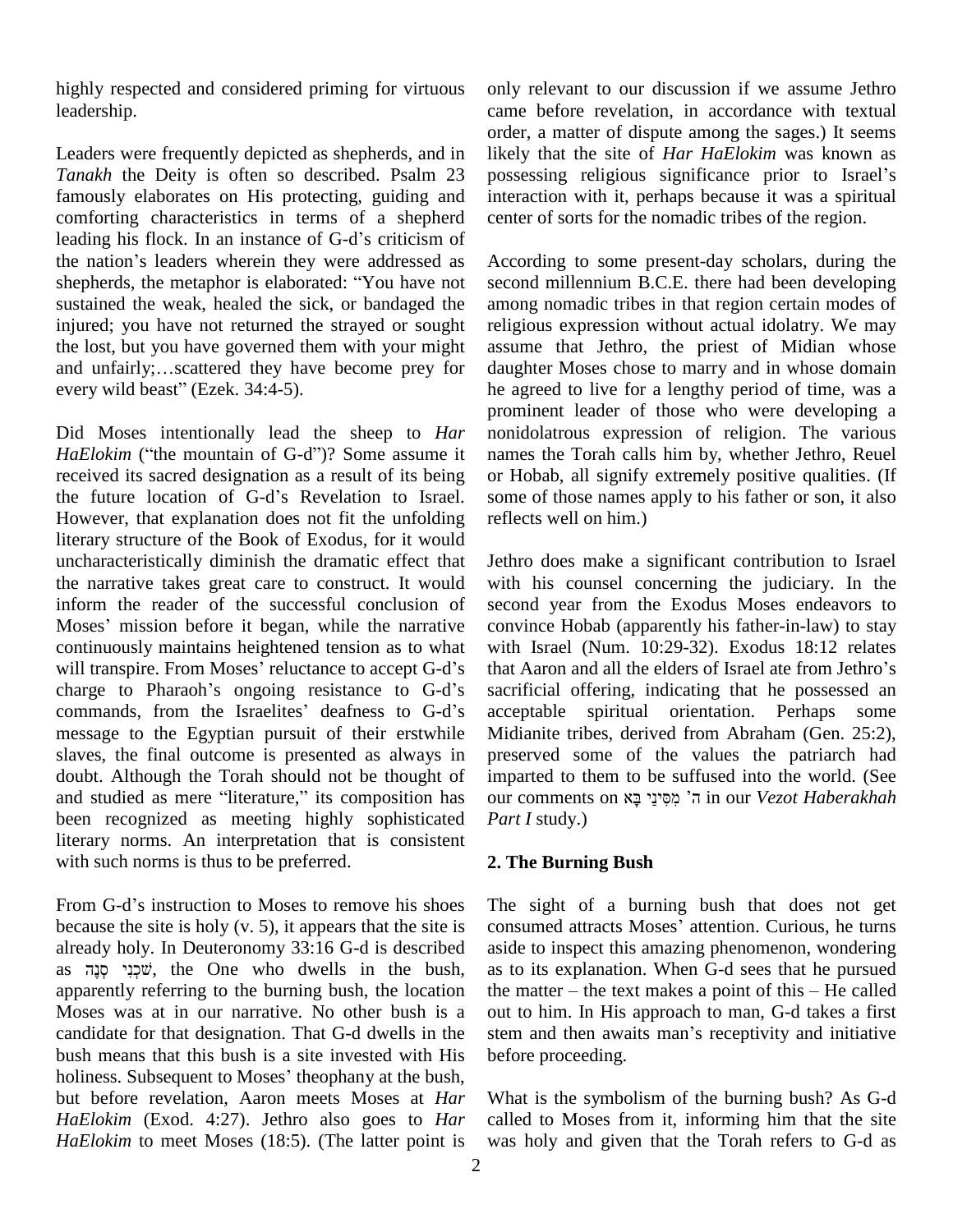highly respected and considered priming for virtuous leadership.

Leaders were frequently depicted as shepherds, and in *Tanakh* the Deity is often so described. Psalm 23 famously elaborates on His protecting, guiding and comforting characteristics in terms of a shepherd leading his flock. In an instance of G-d's criticism of the nation's leaders wherein they were addressed as shepherds, the metaphor is elaborated: "You have not sustained the weak, healed the sick, or bandaged the injured; you have not returned the strayed or sought the lost, but you have governed them with your might and unfairly;…scattered they have become prey for every wild beast" (Ezek. 34:4-5).

Did Moses intentionally lead the sheep to *Har HaElokim* ("the mountain of G-d")? Some assume it received its sacred designation as a result of its being the future location of G-d's Revelation to Israel. However, that explanation does not fit the unfolding literary structure of the Book of Exodus, for it would uncharacteristically diminish the dramatic effect that the narrative takes great care to construct. It would inform the reader of the successful conclusion of Moses' mission before it began, while the narrative continuously maintains heightened tension as to what will transpire. From Moses' reluctance to accept G-d's charge to Pharaoh's ongoing resistance to G-d's commands, from the Israelites' deafness to G-d's message to the Egyptian pursuit of their erstwhile slaves, the final outcome is presented as always in doubt. Although the Torah should not be thought of and studied as mere "literature," its composition has been recognized as meeting highly sophisticated literary norms. An interpretation that is consistent with such norms is thus to be preferred.

From G-d's instruction to Moses to remove his shoes because the site is holy (v. 5), it appears that the site is already holy. In Deuteronomy 33:16 G-d is described as שֹׁכְנִי סְנֶה, the One who dwells in the bush, apparently referring to the burning bush, the location Moses was at in our narrative. No other bush is a candidate for that designation. That G-d dwells in the bush means that this bush is a site invested with His holiness. Subsequent to Moses' theophany at the bush, but before revelation, Aaron meets Moses at *Har HaElokim* (Exod. 4:27). Jethro also goes to *Har HaElokim* to meet Moses (18:5). (The latter point is only relevant to our discussion if we assume Jethro came before revelation, in accordance with textual order, a matter of dispute among the sages.) It seems likely that the site of *Har HaElokim* was known as possessing religious significance prior to Israel's interaction with it, perhaps because it was a spiritual center of sorts for the nomadic tribes of the region.

According to some present-day scholars, during the second millennium B.C.E. there had been developing among nomadic tribes in that region certain modes of religious expression without actual idolatry. We may assume that Jethro, the priest of Midian whose daughter Moses chose to marry and in whose domain he agreed to live for a lengthy period of time, was a prominent leader of those who were developing a nonidolatrous expression of religion. The various names the Torah calls him by, whether Jethro, Reuel or Hobab, all signify extremely positive qualities. (If some of those names apply to his father or son, it also reflects well on him.)

Jethro does make a significant contribution to Israel with his counsel concerning the judiciary. In the second year from the Exodus Moses endeavors to convince Hobab (apparently his father-in-law) to stay with Israel (Num. 10:29-32). Exodus 18:12 relates that Aaron and all the elders of Israel ate from Jethro's sacrificial offering, indicating that he possessed an acceptable spiritual orientation. Perhaps some Midianite tribes, derived from Abraham (Gen. 25:2), preserved some of the values the patriarch had imparted to them to be suffused into the world. (See our comments on ה' מִסִּינַי בָּא in our *Vezot Haberakhah Part I* study.)

## 2. The Burning Bush

The sight of a burning bush that does not get consumed attracts Moses' attention. Curious, he turns aside to inspect this amazing phenomenon, wondering as to its explanation. When G-d sees that he pursued the matter – the text makes a point of this – He called out to him. In His approach to man, G-d takes a first step and then awaits man's receptivity and initiative before proceeding.

What is the symbolism of the burning bush? As G-d called to Moses from it, informing him that the site was holy and given that the Torah refers to G-d as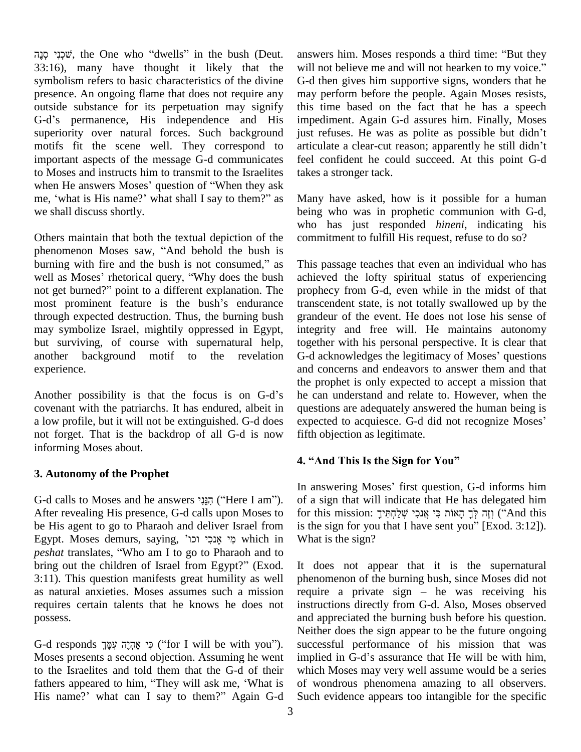שֹׁכְנִי סְנֶה, the One who "dwells" in the bush (Deut. 33:16), many have thought it likely that the symbolism refers to basic characteristics of the divine presence. An ongoing flame that does not require any outside substance for its perpetuation may signify G-d's permanence, His independence and His superiority over natural forces. Such background motifs fit the scene well. They correspond to important aspects of the message G-d communicates to Moses and instructs him to transmit to the Israelites when He answers Moses' question of "When they ask me, 'what is His name?' what shall I say to them?" as we shall discuss shortly.

Others maintain that both the textual depiction of the phenomenon Moses saw, "And behold the bush is burning with fire and the bush is not consumed," as well as Moses' rhetorical query, "Why does the bush not get burned?" point to a different explanation. The most prominent feature is the bush's endurance through expected destruction. Thus, the burning bush may symbolize Israel, mightily oppressed in Egypt, but surviving, of course with supernatural help, another background motif to the revelation experience.

Another possibility is that the focus is on G-d's covenant with the patriarchs. It has endured, albeit in a low profile, but it will not be extinguished. G-d does not forget. That is the backdrop of all G-d is now informing Moses about.

## 3. Autonomy of the Prophet

G-d calls to Moses and he answers הִנֵּנִי ("Here I am"). After revealing His presence, G-d calls upon Moses to be His agent to go to Pharaoh and deliver Israel from Egypt. Moses demurs, saying, מִי אָנֹכִי וכו' which in *peshat* translates, "Who am I to go to Pharaoh and to bring out the children of Israel from Egypt?" (Exod. 3:11). This question manifests great humility as well as natural anxieties. Moses assumes such a mission requires certain talents that he knows he does not possess.

G-d responds כִּי אֶהְיֶה עִמָּךְ ("for I will be with you"). Moses presents a second objection. Assuming he went to the Israelites and told them that the G-d of their fathers appeared to him, "They will ask me, 'What is His name?' what can I say to them?" Again G-d answers him. Moses responds a third time: "But they will not believe me and will not hearken to my voice." G-d then gives him supportive signs, wonders that he may perform before the people. Again Moses resists, this time based on the fact that he has a speech impediment. Again G-d assures him. Finally, Moses just refuses. He was as polite as possible but didn't articulate a clear-cut reason; apparently he still didn't feel confident he could succeed. At this point G-d takes a stronger tack.

Many have asked, how is it possible for a human being who was in prophetic communion with G-d, who has just responded *hineni*, indicating his commitment to fulfill His request, refuse to do so?

This passage teaches that even an individual who has achieved the lofty spiritual status of experiencing prophecy from G-d, even while in the midst of that transcendent state, is not totally swallowed up by the grandeur of the event. He does not lose his sense of integrity and free will. He maintains autonomy together with his personal perspective. It is clear that G-d acknowledges the legitimacy of Moses' questions and concerns and endeavors to answer them and that the prophet is only expected to accept a mission that he can understand and relate to. However, when the questions are adequately answered the human being is expected to acquiesce. G-d did not recognize Moses' fifth objection as legitimate.

## 4. "And This Is the Sign for You"

In answering Moses' first question, G-d informs him of a sign that will indicate that He has delegated him for this mission: וְזֶה לְּךָ הָאוֹת כִּי אָנֹכִי שְׁלַחְתִּיךָ ("And this is the sign for you that I have sent you" [Exod. 3:12]). What is the sign?

It does not appear that it is the supernatural phenomenon of the burning bush, since Moses did not require a private sign – he was receiving his instructions directly from G-d. Also, Moses observed and appreciated the burning bush before his question. Neither does the sign appear to be the future ongoing successful performance of his mission that was implied in G-d's assurance that He will be with him, which Moses may very well assume would be a series of wondrous phenomena amazing to all observers. Such evidence appears too intangible for the specific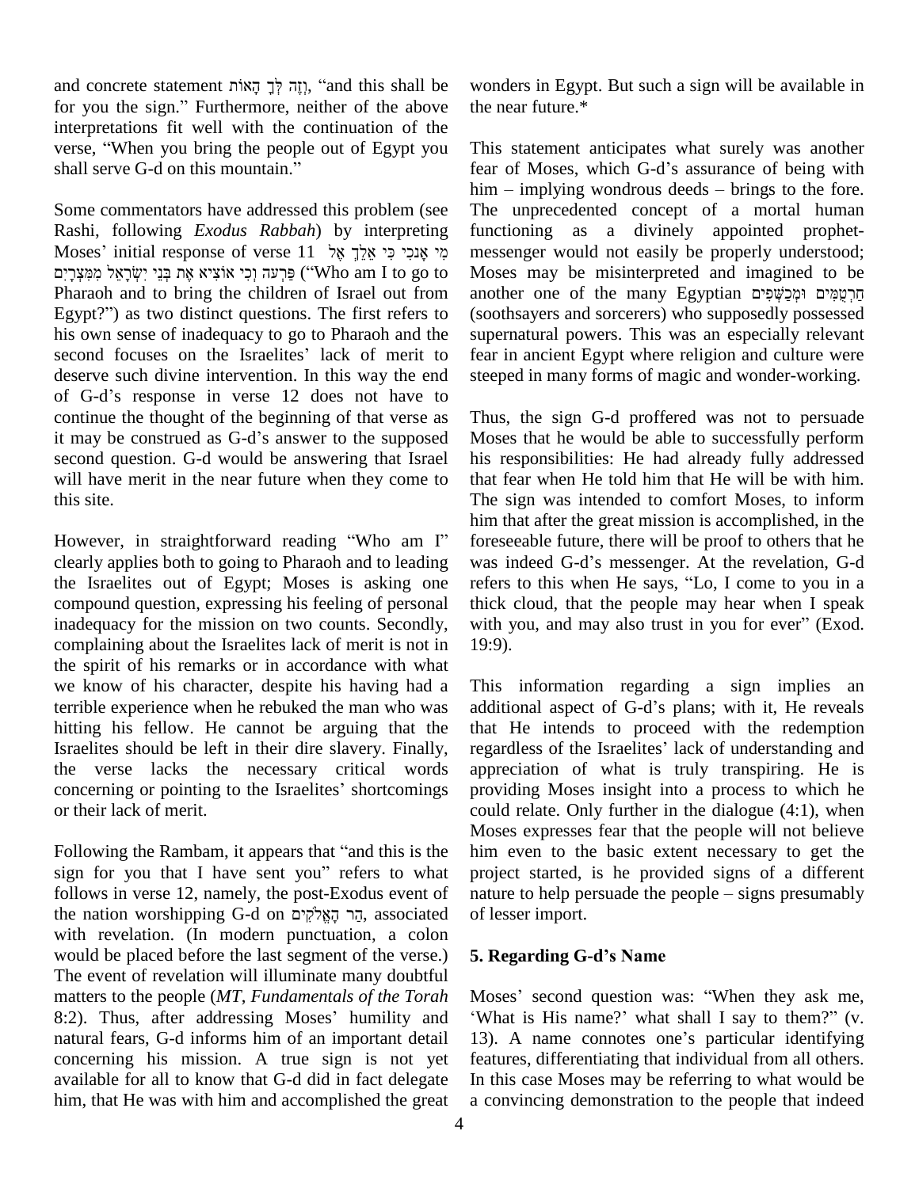and concrete statement וְזֶה לְּךָ הָאוֹת, "and this shall be for you the sign." Furthermore, neither of the above interpretations fit well with the continuation of the verse, "When you bring the people out of Egypt you shall serve G-d on this mountain."

Some commentators have addressed this problem (see Rashi, following *Exodus Rabbah*) by interpreting Moses' initial response of verse 11 מִי אָנֹכִי כִּי אֵלֵךְ אֶל פַּרְעֹה וְכִי אוֹצִיא אֶת בְּנֵי יִשְׂרָאֵל מִמִּצְרָיִם ("Who am I to go to Pharaoh and to bring the children of Israel out from Egypt?") as two distinct questions. The first refers to his own sense of inadequacy to go to Pharaoh and the second focuses on the Israelites' lack of merit to deserve such divine intervention. In this way the end of G-d's response in verse 12 does not have to continue the thought of the beginning of that verse as it may be construed as G-d's answer to the supposed second question. G-d would be answering that Israel will have merit in the near future when they come to this site.

However, in straightforward reading "Who am I" clearly applies both to going to Pharaoh and to leading the Israelites out of Egypt; Moses is asking one compound question, expressing his feeling of personal inadequacy for the mission on two counts. Secondly, complaining about the Israelites lack of merit is not in the spirit of his remarks or in accordance with what we know of his character, despite his having had a terrible experience when he rebuked the man who was hitting his fellow. He cannot be arguing that the Israelites should be left in their dire slavery. Finally, the verse lacks the necessary critical words concerning or pointing to the Israelites' shortcomings or their lack of merit.

Following the Rambam, it appears that "and this is the sign for you that I have sent you" refers to what follows in verse 12, namely, the post-Exodus event of the nation worshipping G-d on הַר הָאֱלֹקִים, associated with revelation. (In modern punctuation, a colon would be placed before the last segment of the verse.) The event of revelation will illuminate many doubtful matters to the people (*MT*, *Fundamentals of the Torah* 8:2). Thus, after addressing Moses' humility and natural fears, G-d informs him of an important detail concerning his mission. A true sign is not yet available for all to know that G-d did in fact delegate him, that He was with him and accomplished the great wonders in Egypt. But such a sign will be available in the near future.*

This statement anticipates what surely was another fear of Moses, which G-d's assurance of being with him – implying wondrous deeds – brings to the fore. The unprecedented concept of a mortal human functioning as a divinely appointed prophet-messenger would not easily be properly understood; Moses may be misinterpreted and imagined to be another one of the many Egyptian חַרְטֻמִּים וּמְכַשְּׁפִים (soothsayers and sorcerers) who supposedly possessed supernatural powers. This was an especially relevant fear in ancient Egypt where religion and culture were steeped in many forms of magic and wonder-working.

Thus, the sign G-d proffered was not to persuade Moses that he would be able to successfully perform his responsibilities: He had already fully addressed that fear when He told him that He will be with him. The sign was intended to comfort Moses, to inform him that after the great mission is accomplished, in the foreseeable future, there will be proof to others that he was indeed G-d's messenger. At the revelation, G-d refers to this when He says, "Lo, I come to you in a thick cloud, that the people may hear when I speak with you, and may also trust in you for ever" (Exod. 19:9).

This information regarding a sign implies an additional aspect of G-d's plans; with it, He reveals that He intends to proceed with the redemption regardless of the Israelites' lack of understanding and appreciation of what is truly transpiring. He is providing Moses insight into a process to which he could relate. Only further in the dialogue (4:1), when Moses expresses fear that the people will not believe him even to the basic extent necessary to get the project started, is he provided signs of a different nature to help persuade the people – signs presumably of lesser import.

## 5. Regarding G-d's Name

Moses' second question was: "When they ask me, 'What is His name?' what shall I say to them?" (v. 13). A name connotes one's particular identifying features, differentiating that individual from all others. In this case Moses may be referring to what would be a convincing demonstration to the people that indeed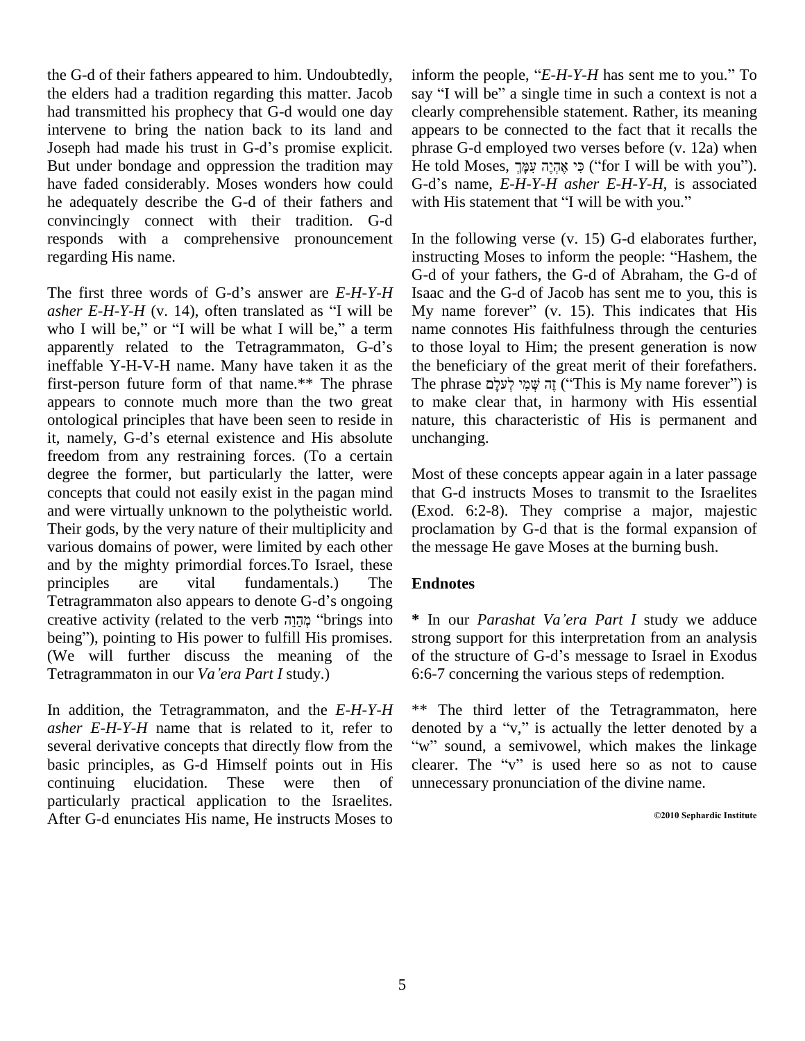the G-d of their fathers appeared to him. Undoubtedly, the elders had a tradition regarding this matter. Jacob had transmitted his prophecy that G-d would one day intervene to bring the nation back to its land and Joseph had made his trust in G-d's promise explicit. But under bondage and oppression the tradition may have faded considerably. Moses wonders how could he adequately describe the G-d of their fathers and convincingly connect with their tradition. G-d responds with a comprehensive pronouncement regarding His name.

The first three words of G-d's answer are *E-H-Y-H asher E-H-Y-H* (v. 14), often translated as "I will be who I will be," or "I will be what I will be," a term apparently related to the Tetragrammaton, G-d's ineffable Y-H-V-H name. Many have taken it as the first-person future form of that name.** The phrase appears to connote much more than the two great ontological principles that have been seen to reside in it, namely, G-d's eternal existence and His absolute freedom from any restraining forces. (To a certain degree the former, but particularly the latter, were concepts that could not easily exist in the pagan mind and were virtually unknown to the polytheistic world. Their gods, by the very nature of their multiplicity and various domains of power, were limited by each other and by the mighty primordial forces.To Israel, these principles are vital fundamentals.) The Tetragrammaton also appears to denote G-d's ongoing creative activity (related to the verb מְהַוֶּה "brings into being"), pointing to His power to fulfill His promises. (We will further discuss the meaning of the Tetragrammaton in our *Va'era Part I* study.)

In addition, the Tetragrammaton, and the *E-H-Y-H asher E-H-Y-H* name that is related to it, refer to several derivative concepts that directly flow from the basic principles, as G-d Himself points out in His continuing elucidation. These were then of particularly practical application to the Israelites. After G-d enunciates His name, He instructs Moses to inform the people, "*E-H-Y-H* has sent me to you." To say "I will be" a single time in such a context is not a clearly comprehensible statement. Rather, its meaning appears to be connected to the fact that it recalls the phrase G-d employed two verses before (v. 12a) when He told Moses, כִּי אֶהְיֶה עִמָּךְ ("for I will be with you"). G-d's name, *E-H-Y-H asher E-H-Y-H*, is associated with His statement that "I will be with you."

In the following verse (v. 15) G-d elaborates further, instructing Moses to inform the people: "Hashem, the G-d of your fathers, the G-d of Abraham, the G-d of Isaac and the G-d of Jacob has sent me to you, this is My name forever" (v. 15). This indicates that His name connotes His faithfulness through the centuries to those loyal to Him; the present generation is now the beneficiary of the great merit of their forefathers. The phrase זֶה שְּׁמִי לְעֹלָם ("This is My name forever") is to make clear that, in harmony with His essential nature, this characteristic of His is permanent and unchanging.

Most of these concepts appear again in a later passage that G-d instructs Moses to transmit to the Israelites (Exod. 6:2-8). They comprise a major, majestic proclamation by G-d that is the formal expansion of the message He gave Moses at the burning bush.

## Endnotes

**\*** In our *Parashat Va'era Part I* study we adduce strong support for this interpretation from an analysis of the structure of G-d's message to Israel in Exodus 6:6-7 concerning the various steps of redemption.

** The third letter of the Tetragrammaton, here denoted by a "v," is actually the letter denoted by a "w" sound, a semivowel, which makes the linkage clearer. The "v" is used here so as not to cause unnecessary pronunciation of the divine name.

**©2010 Sephardic Institute**